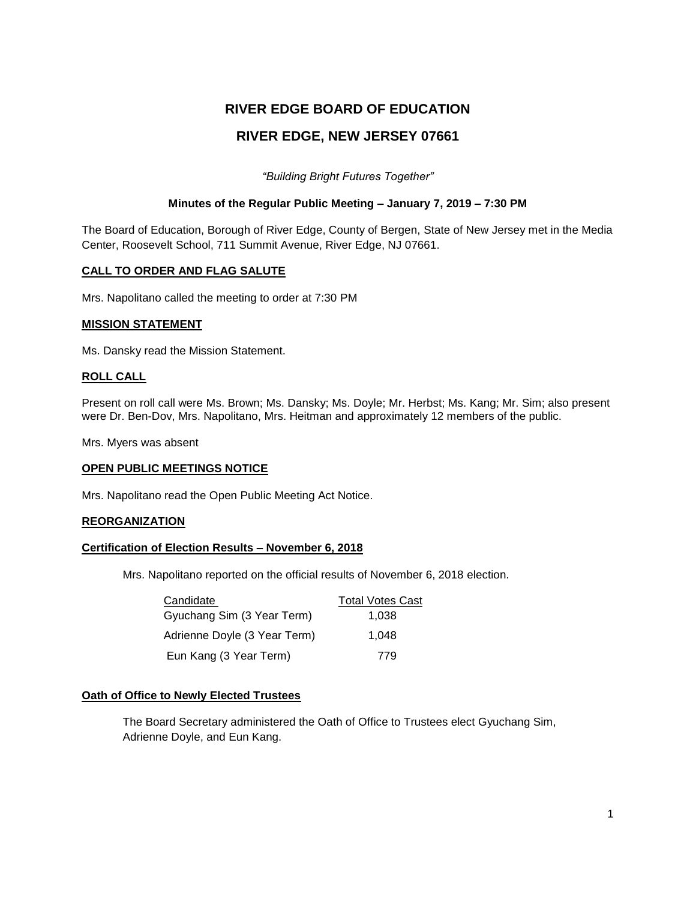# RIVER EDGE BOARD OF EDUCATION

# RIVER EDGE, NEW JERSEY 07661

*"Building Bright Futures Together"*

**Minutes of the Regular Public Meeting – January 7, 2019 – 7:30 PM**

The Board of Education, Borough of River Edge, County of Bergen, State of New Jersey met in the Media Center, Roosevelt School, 711 Summit Avenue, River Edge, NJ 07661.

## CALL TO ORDER AND FLAG SALUTE

Mrs. Napolitano called the meeting to order at 7:30 PM

## MISSION STATEMENT

Ms. Dansky read the Mission Statement.

## ROLL CALL

Present on roll call were Ms. Brown; Ms. Dansky; Ms. Doyle; Mr. Herbst; Ms. Kang; Mr. Sim; also present were Dr. Ben-Dov, Mrs. Napolitano, Mrs. Heitman and approximately 12 members of the public.

Mrs. Myers was absent

## OPEN PUBLIC MEETINGS NOTICE

Mrs. Napolitano read the Open Public Meeting Act Notice.

## REORGANIZATION

### Certification of Election Results – November 6, 2018

Mrs. Napolitano reported on the official results of November 6, 2018 election.

| Candidate | Total Votes Cast |
|---|---|
| Gyuchang Sim (3 Year Term) | 1,038 |
| Adrienne Doyle (3 Year Term) | 1,048 |
| Eun Kang (3 Year Term) | 779 |

### Oath of Office to Newly Elected Trustees

The Board Secretary administered the Oath of Office to Trustees elect Gyuchang Sim, Adrienne Doyle, and Eun Kang.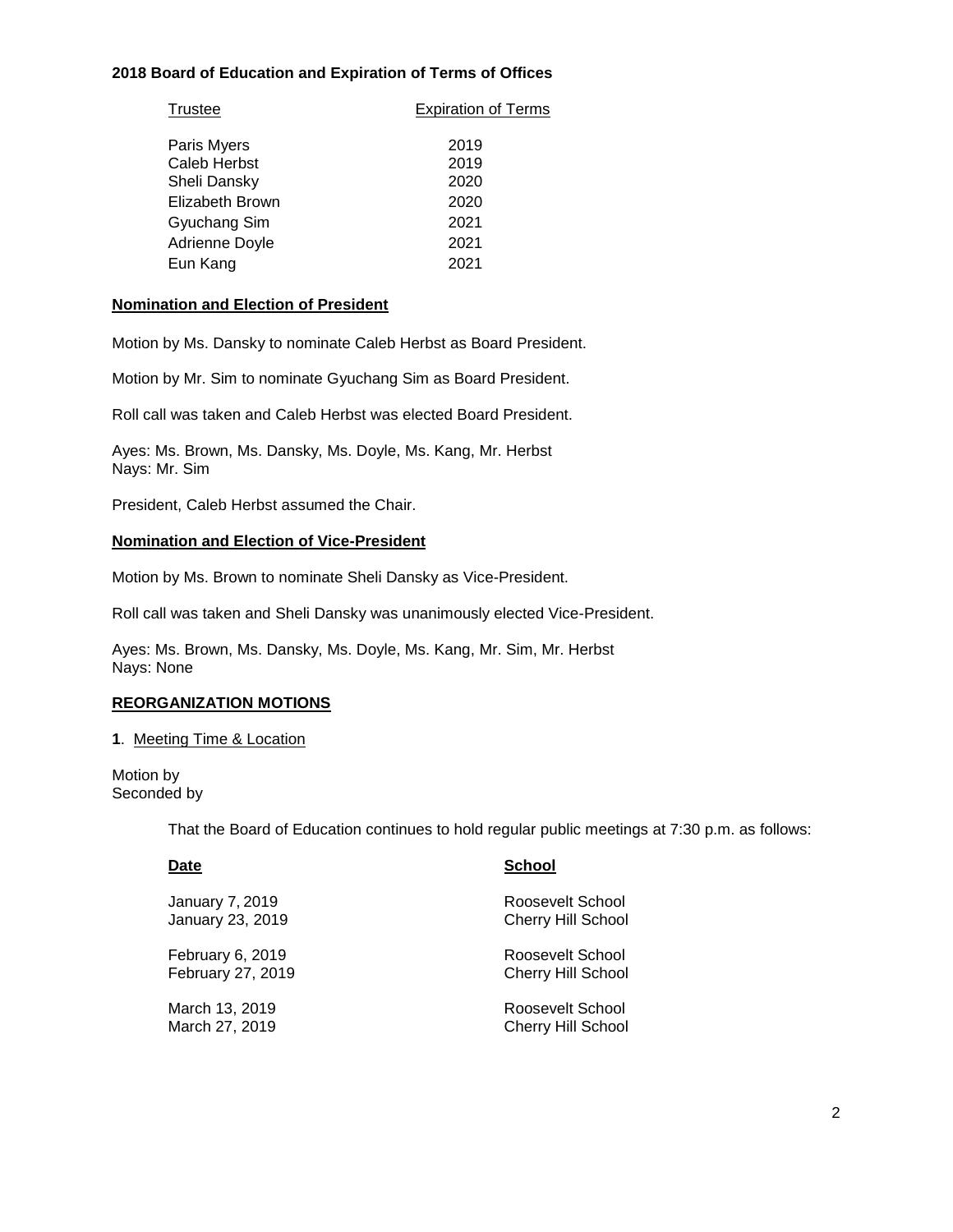**2018 Board of Education and Expiration of Terms of Offices**

| Trustee | Expiration of Terms |
|---|---|
| Paris Myers | 2019 |
| Caleb Herbst | 2019 |
| Sheli Dansky | 2020 |
| Elizabeth Brown | 2020 |
| Gyuchang Sim | 2021 |
| Adrienne Doyle | 2021 |
| Eun Kang | 2021 |

**Nomination and Election of President**

Motion by Ms. Dansky to nominate Caleb Herbst as Board President.

Motion by Mr. Sim to nominate Gyuchang Sim as Board President.

Roll call was taken and Caleb Herbst was elected Board President.

Ayes: Ms. Brown, Ms. Dansky, Ms. Doyle, Ms. Kang, Mr. Herbst
Nays: Mr. Sim

President, Caleb Herbst assumed the Chair.

**Nomination and Election of Vice-President**

Motion by Ms. Brown to nominate Sheli Dansky as Vice-President.

Roll call was taken and Sheli Dansky was unanimously elected Vice-President.

Ayes: Ms. Brown, Ms. Dansky, Ms. Doyle, Ms. Kang, Mr. Sim, Mr. Herbst
Nays: None

**REORGANIZATION MOTIONS**

**1**. Meeting Time & Location

Motion by
Seconded by

That the Board of Education continues to hold regular public meetings at 7:30 p.m. as follows:

| Date | School |
|---|---|
| January 7, 2019 | Roosevelt School |
| January 23, 2019 | Cherry Hill School |
| February 6, 2019 | Roosevelt School |
| February 27, 2019 | Cherry Hill School |
| March 13, 2019 | Roosevelt School |
| March 27, 2019 | Cherry Hill School |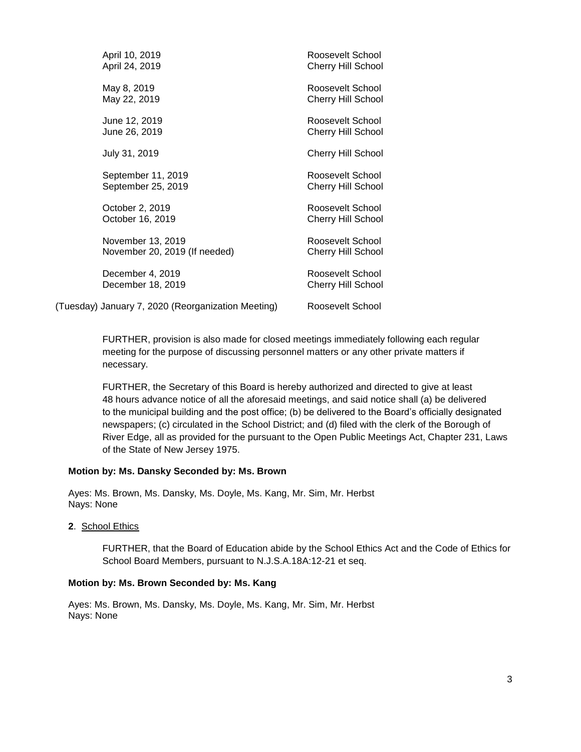| | |
|---|---|
| April 10, 2019 | Roosevelt School |
| April 24, 2019 | Cherry Hill School |
| May 8, 2019 | Roosevelt School |
| May 22, 2019 | Cherry Hill School |
| June 12, 2019 | Roosevelt School |
| June 26, 2019 | Cherry Hill School |
| July 31, 2019 | Cherry Hill School |
| September 11, 2019 | Roosevelt School |
| September 25, 2019 | Cherry Hill School |
| October 2, 2019 | Roosevelt School |
| October 16, 2019 | Cherry Hill School |
| November 13, 2019 | Roosevelt School |
| November 20, 2019 (If needed) | Cherry Hill School |
| December 4, 2019 | Roosevelt School |
| December 18, 2019 | Cherry Hill School |
| (Tuesday) January 7, 2020 (Reorganization Meeting) | Roosevelt School |

FURTHER, provision is also made for closed meetings immediately following each regular meeting for the purpose of discussing personnel matters or any other private matters if necessary.

FURTHER, the Secretary of this Board is hereby authorized and directed to give at least 48 hours advance notice of all the aforesaid meetings, and said notice shall (a) be delivered to the municipal building and the post office; (b) be delivered to the Board's officially designated newspapers; (c) circulated in the School District; and (d) filed with the clerk of the Borough of River Edge, all as provided for the pursuant to the Open Public Meetings Act, Chapter 231, Laws of the State of New Jersey 1975.

**Motion by: Ms. Dansky Seconded by: Ms. Brown**

Ayes: Ms. Brown, Ms. Dansky, Ms. Doyle, Ms. Kang, Mr. Sim, Mr. Herbst
Nays: None

**2**. School Ethics

FURTHER, that the Board of Education abide by the School Ethics Act and the Code of Ethics for School Board Members, pursuant to N.J.S.A.18A:12-21 et seq.

**Motion by: Ms. Brown Seconded by: Ms. Kang**

Ayes: Ms. Brown, Ms. Dansky, Ms. Doyle, Ms. Kang, Mr. Sim, Mr. Herbst
Nays: None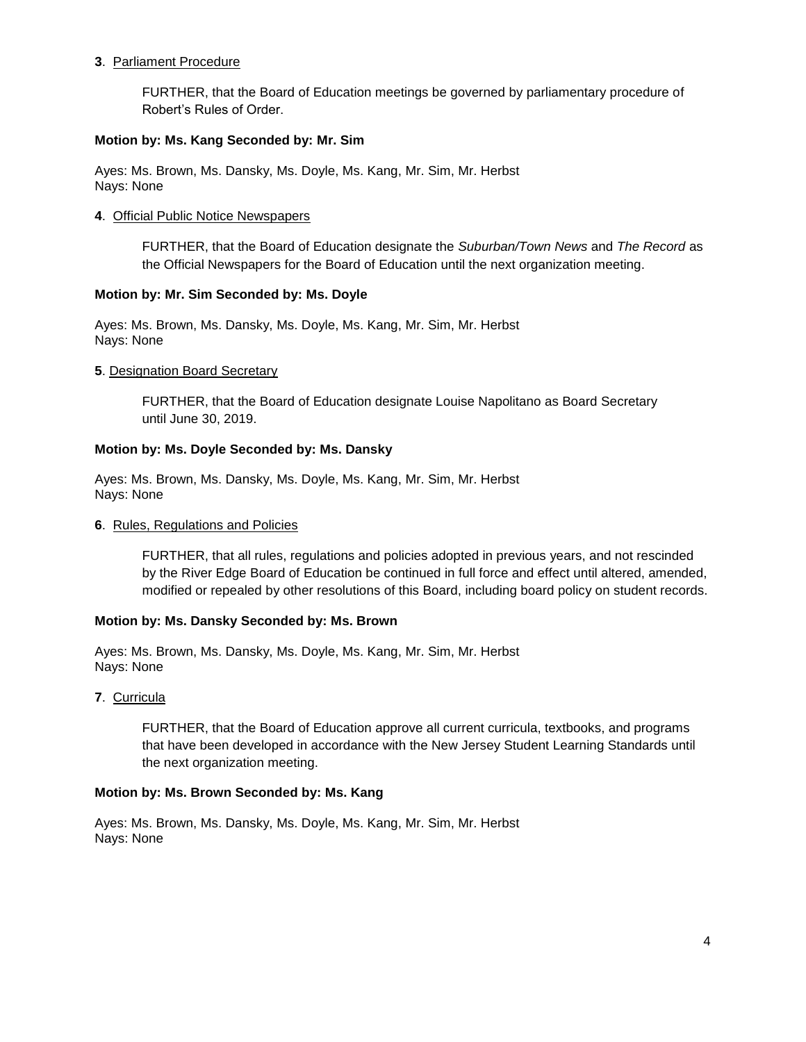**3**. Parliament Procedure

FURTHER, that the Board of Education meetings be governed by parliamentary procedure of Robert's Rules of Order.

**Motion by: Ms. Kang Seconded by: Mr. Sim**

Ayes: Ms. Brown, Ms. Dansky, Ms. Doyle, Ms. Kang, Mr. Sim, Mr. Herbst
Nays: None

**4**. Official Public Notice Newspapers

FURTHER, that the Board of Education designate the *Suburban/Town News* and *The Record* as the Official Newspapers for the Board of Education until the next organization meeting.

**Motion by: Mr. Sim Seconded by: Ms. Doyle**

Ayes: Ms. Brown, Ms. Dansky, Ms. Doyle, Ms. Kang, Mr. Sim, Mr. Herbst
Nays: None

**5**. Designation Board Secretary

FURTHER, that the Board of Education designate Louise Napolitano as Board Secretary until June 30, 2019.

**Motion by: Ms. Doyle Seconded by: Ms. Dansky**

Ayes: Ms. Brown, Ms. Dansky, Ms. Doyle, Ms. Kang, Mr. Sim, Mr. Herbst
Nays: None

**6**. Rules, Regulations and Policies

FURTHER, that all rules, regulations and policies adopted in previous years, and not rescinded by the River Edge Board of Education be continued in full force and effect until altered, amended, modified or repealed by other resolutions of this Board, including board policy on student records.

**Motion by: Ms. Dansky Seconded by: Ms. Brown**

Ayes: Ms. Brown, Ms. Dansky, Ms. Doyle, Ms. Kang, Mr. Sim, Mr. Herbst
Nays: None

**7**. Curricula

FURTHER, that the Board of Education approve all current curricula, textbooks, and programs that have been developed in accordance with the New Jersey Student Learning Standards until the next organization meeting.

**Motion by: Ms. Brown Seconded by: Ms. Kang**

Ayes: Ms. Brown, Ms. Dansky, Ms. Doyle, Ms. Kang, Mr. Sim, Mr. Herbst
Nays: None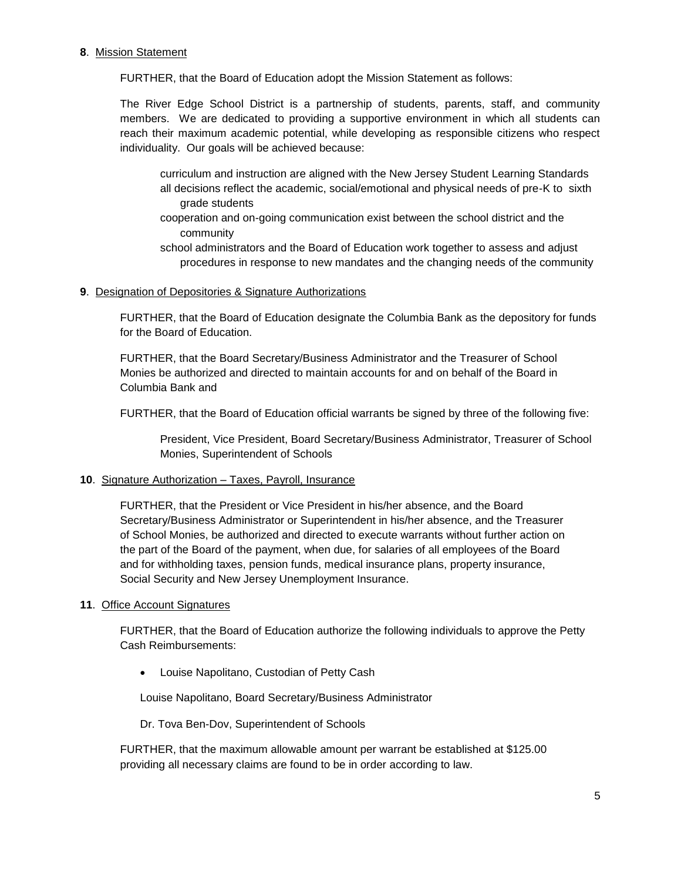**8**. Mission Statement

FURTHER, that the Board of Education adopt the Mission Statement as follows:

The River Edge School District is a partnership of students, parents, staff, and community members. We are dedicated to providing a supportive environment in which all students can reach their maximum academic potential, while developing as responsible citizens who respect individuality. Our goals will be achieved because:

curriculum and instruction are aligned with the New Jersey Student Learning Standards
all decisions reflect the academic, social/emotional and physical needs of pre-K to sixth grade students
cooperation and on-going communication exist between the school district and the community
school administrators and the Board of Education work together to assess and adjust procedures in response to new mandates and the changing needs of the community

**9**. Designation of Depositories & Signature Authorizations

FURTHER, that the Board of Education designate the Columbia Bank as the depository for funds for the Board of Education.

FURTHER, that the Board Secretary/Business Administrator and the Treasurer of School Monies be authorized and directed to maintain accounts for and on behalf of the Board in Columbia Bank and

FURTHER, that the Board of Education official warrants be signed by three of the following five:

President, Vice President, Board Secretary/Business Administrator, Treasurer of School Monies, Superintendent of Schools

**10**. Signature Authorization – Taxes, Payroll, Insurance

FURTHER, that the President or Vice President in his/her absence, and the Board Secretary/Business Administrator or Superintendent in his/her absence, and the Treasurer of School Monies, be authorized and directed to execute warrants without further action on the part of the Board of the payment, when due, for salaries of all employees of the Board and for withholding taxes, pension funds, medical insurance plans, property insurance, Social Security and New Jersey Unemployment Insurance.

**11**. Office Account Signatures

FURTHER, that the Board of Education authorize the following individuals to approve the Petty Cash Reimbursements:

- Louise Napolitano, Custodian of Petty Cash

Louise Napolitano, Board Secretary/Business Administrator

Dr. Tova Ben-Dov, Superintendent of Schools

FURTHER, that the maximum allowable amount per warrant be established at $125.00 providing all necessary claims are found to be in order according to law.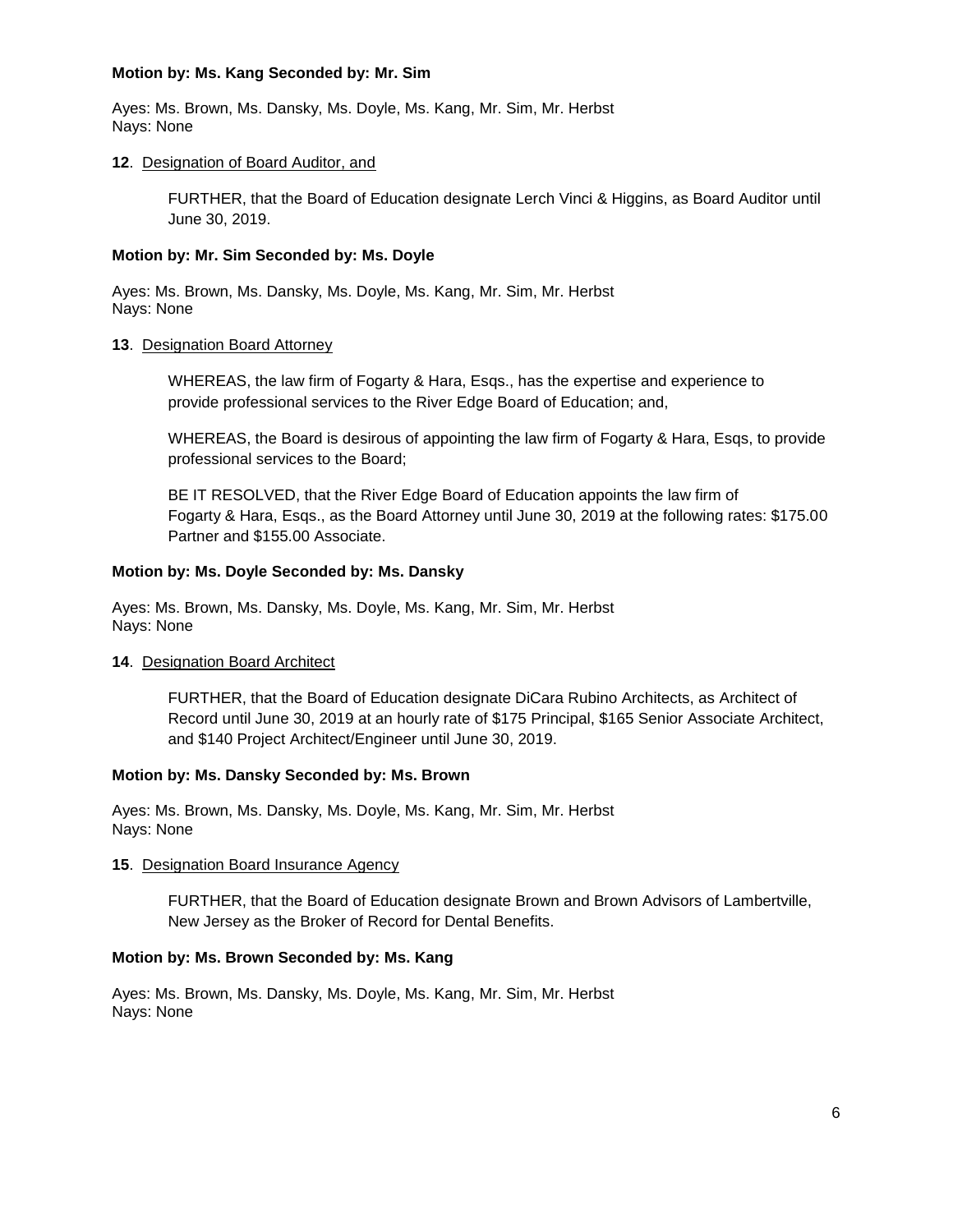**Motion by: Ms. Kang Seconded by: Mr. Sim**

Ayes: Ms. Brown, Ms. Dansky, Ms. Doyle, Ms. Kang, Mr. Sim, Mr. Herbst
Nays: None

**12**. Designation of Board Auditor, and

FURTHER, that the Board of Education designate Lerch Vinci & Higgins, as Board Auditor until June 30, 2019.

**Motion by: Mr. Sim Seconded by: Ms. Doyle**

Ayes: Ms. Brown, Ms. Dansky, Ms. Doyle, Ms. Kang, Mr. Sim, Mr. Herbst
Nays: None

**13**. Designation Board Attorney

WHEREAS, the law firm of Fogarty & Hara, Esqs., has the expertise and experience to provide professional services to the River Edge Board of Education; and,

WHEREAS, the Board is desirous of appointing the law firm of Fogarty & Hara, Esqs, to provide professional services to the Board;

BE IT RESOLVED, that the River Edge Board of Education appoints the law firm of Fogarty & Hara, Esqs., as the Board Attorney until June 30, 2019 at the following rates: $175.00 Partner and $155.00 Associate.

**Motion by: Ms. Doyle Seconded by: Ms. Dansky**

Ayes: Ms. Brown, Ms. Dansky, Ms. Doyle, Ms. Kang, Mr. Sim, Mr. Herbst
Nays: None

**14**. Designation Board Architect

FURTHER, that the Board of Education designate DiCara Rubino Architects, as Architect of Record until June 30, 2019 at an hourly rate of $175 Principal, $165 Senior Associate Architect, and $140 Project Architect/Engineer until June 30, 2019.

**Motion by: Ms. Dansky Seconded by: Ms. Brown**

Ayes: Ms. Brown, Ms. Dansky, Ms. Doyle, Ms. Kang, Mr. Sim, Mr. Herbst
Nays: None

**15**. Designation Board Insurance Agency

FURTHER, that the Board of Education designate Brown and Brown Advisors of Lambertville, New Jersey as the Broker of Record for Dental Benefits.

**Motion by: Ms. Brown Seconded by: Ms. Kang**

Ayes: Ms. Brown, Ms. Dansky, Ms. Doyle, Ms. Kang, Mr. Sim, Mr. Herbst
Nays: None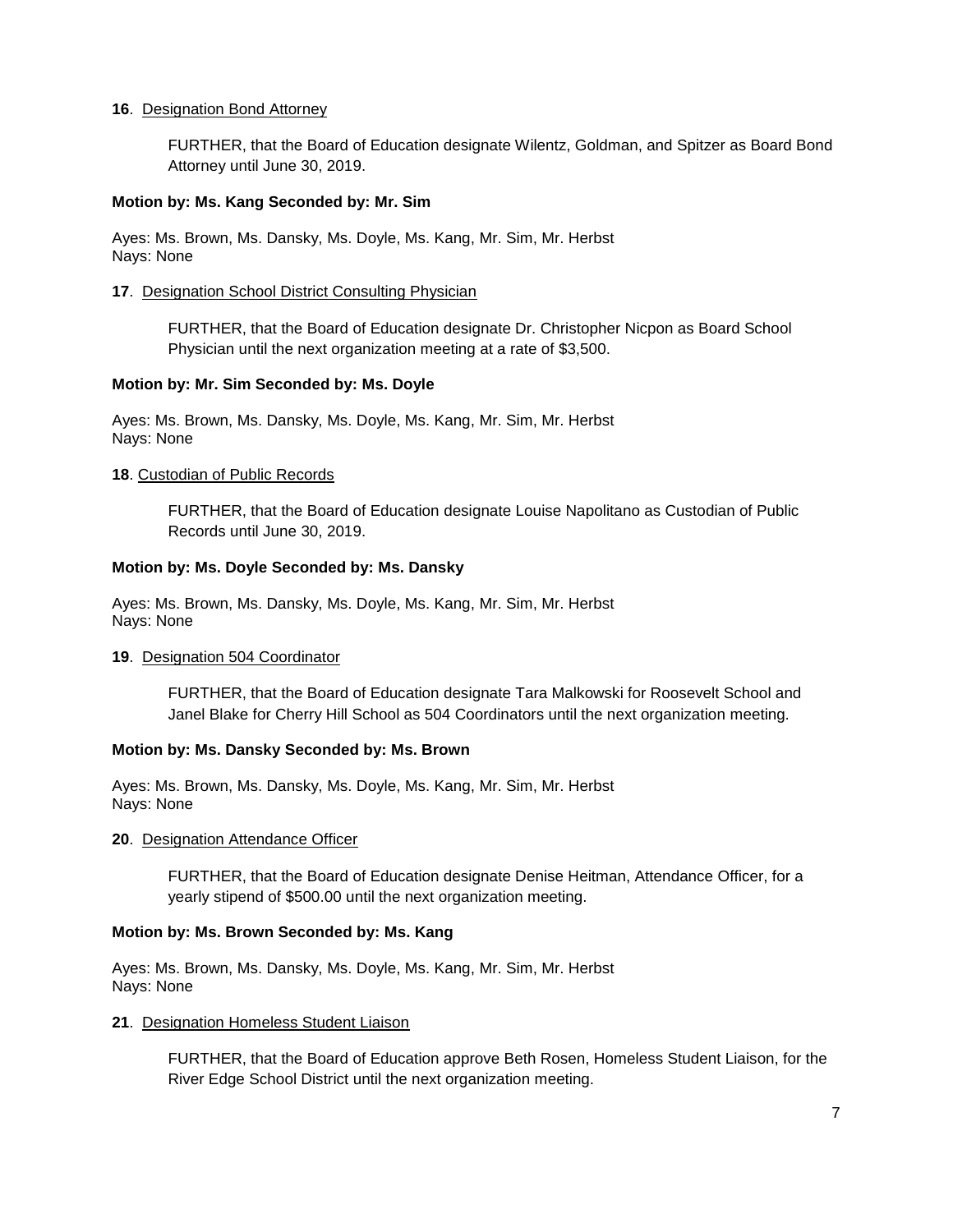**16**. Designation Bond Attorney

FURTHER, that the Board of Education designate Wilentz, Goldman, and Spitzer as Board Bond Attorney until June 30, 2019.

**Motion by: Ms. Kang Seconded by: Mr. Sim**

Ayes: Ms. Brown, Ms. Dansky, Ms. Doyle, Ms. Kang, Mr. Sim, Mr. Herbst
Nays: None

**17**. Designation School District Consulting Physician

FURTHER, that the Board of Education designate Dr. Christopher Nicpon as Board School Physician until the next organization meeting at a rate of $3,500.

**Motion by: Mr. Sim Seconded by: Ms. Doyle**

Ayes: Ms. Brown, Ms. Dansky, Ms. Doyle, Ms. Kang, Mr. Sim, Mr. Herbst
Nays: None

**18**. Custodian of Public Records

FURTHER, that the Board of Education designate Louise Napolitano as Custodian of Public Records until June 30, 2019.

**Motion by: Ms. Doyle Seconded by: Ms. Dansky**

Ayes: Ms. Brown, Ms. Dansky, Ms. Doyle, Ms. Kang, Mr. Sim, Mr. Herbst
Nays: None

**19**. Designation 504 Coordinator

FURTHER, that the Board of Education designate Tara Malkowski for Roosevelt School and Janel Blake for Cherry Hill School as 504 Coordinators until the next organization meeting.

**Motion by: Ms. Dansky Seconded by: Ms. Brown**

Ayes: Ms. Brown, Ms. Dansky, Ms. Doyle, Ms. Kang, Mr. Sim, Mr. Herbst
Nays: None

**20**. Designation Attendance Officer

FURTHER, that the Board of Education designate Denise Heitman, Attendance Officer, for a yearly stipend of $500.00 until the next organization meeting.

**Motion by: Ms. Brown Seconded by: Ms. Kang**

Ayes: Ms. Brown, Ms. Dansky, Ms. Doyle, Ms. Kang, Mr. Sim, Mr. Herbst
Nays: None

**21**. Designation Homeless Student Liaison

FURTHER, that the Board of Education approve Beth Rosen, Homeless Student Liaison, for the River Edge School District until the next organization meeting.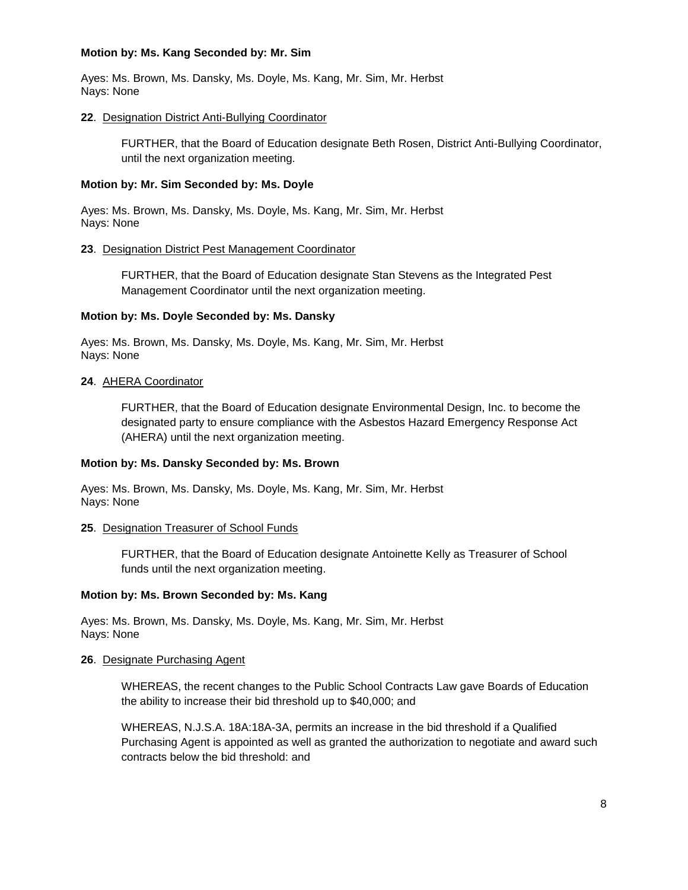**Motion by: Ms. Kang Seconded by: Mr. Sim**

Ayes: Ms. Brown, Ms. Dansky, Ms. Doyle, Ms. Kang, Mr. Sim, Mr. Herbst
Nays: None

**22**. Designation District Anti-Bullying Coordinator

FURTHER, that the Board of Education designate Beth Rosen, District Anti-Bullying Coordinator, until the next organization meeting.

**Motion by: Mr. Sim Seconded by: Ms. Doyle**

Ayes: Ms. Brown, Ms. Dansky, Ms. Doyle, Ms. Kang, Mr. Sim, Mr. Herbst
Nays: None

**23**. Designation District Pest Management Coordinator

FURTHER, that the Board of Education designate Stan Stevens as the Integrated Pest Management Coordinator until the next organization meeting.

**Motion by: Ms. Doyle Seconded by: Ms. Dansky**

Ayes: Ms. Brown, Ms. Dansky, Ms. Doyle, Ms. Kang, Mr. Sim, Mr. Herbst
Nays: None

**24**. AHERA Coordinator

FURTHER, that the Board of Education designate Environmental Design, Inc. to become the designated party to ensure compliance with the Asbestos Hazard Emergency Response Act (AHERA) until the next organization meeting.

**Motion by: Ms. Dansky Seconded by: Ms. Brown**

Ayes: Ms. Brown, Ms. Dansky, Ms. Doyle, Ms. Kang, Mr. Sim, Mr. Herbst
Nays: None

**25**. Designation Treasurer of School Funds

FURTHER, that the Board of Education designate Antoinette Kelly as Treasurer of School funds until the next organization meeting.

**Motion by: Ms. Brown Seconded by: Ms. Kang**

Ayes: Ms. Brown, Ms. Dansky, Ms. Doyle, Ms. Kang, Mr. Sim, Mr. Herbst
Nays: None

**26**. Designate Purchasing Agent

WHEREAS, the recent changes to the Public School Contracts Law gave Boards of Education the ability to increase their bid threshold up to $40,000; and

WHEREAS, N.J.S.A. 18A:18A-3A, permits an increase in the bid threshold if a Qualified Purchasing Agent is appointed as well as granted the authorization to negotiate and award such contracts below the bid threshold: and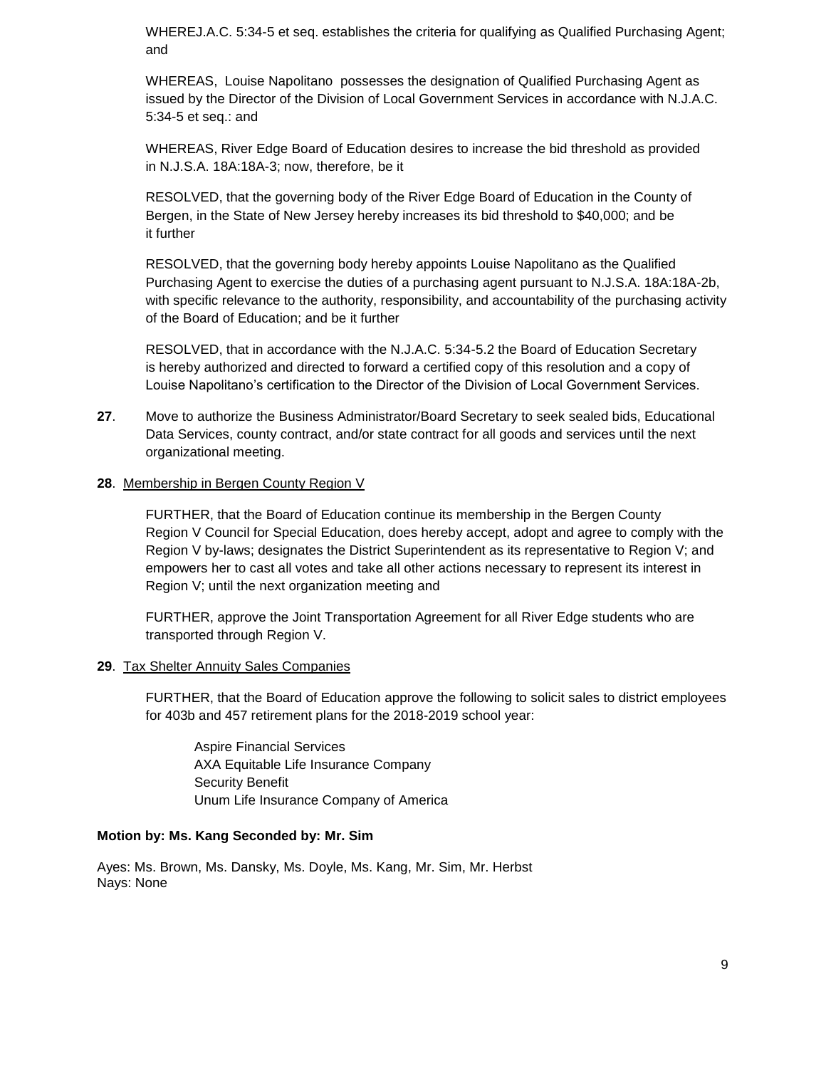WHEREJ.A.C. 5:34-5 et seq. establishes the criteria for qualifying as Qualified Purchasing Agent; and

WHEREAS, Louise Napolitano possesses the designation of Qualified Purchasing Agent as issued by the Director of the Division of Local Government Services in accordance with N.J.A.C. 5:34-5 et seq.: and

WHEREAS, River Edge Board of Education desires to increase the bid threshold as provided in N.J.S.A. 18A:18A-3; now, therefore, be it

RESOLVED, that the governing body of the River Edge Board of Education in the County of Bergen, in the State of New Jersey hereby increases its bid threshold to $40,000; and be it further

RESOLVED, that the governing body hereby appoints Louise Napolitano as the Qualified Purchasing Agent to exercise the duties of a purchasing agent pursuant to N.J.S.A. 18A:18A-2b, with specific relevance to the authority, responsibility, and accountability of the purchasing activity of the Board of Education; and be it further

RESOLVED, that in accordance with the N.J.A.C. 5:34-5.2 the Board of Education Secretary is hereby authorized and directed to forward a certified copy of this resolution and a copy of Louise Napolitano's certification to the Director of the Division of Local Government Services.

**27**. Move to authorize the Business Administrator/Board Secretary to seek sealed bids, Educational Data Services, county contract, and/or state contract for all goods and services until the next organizational meeting.

**28**. Membership in Bergen County Region V

FURTHER, that the Board of Education continue its membership in the Bergen County Region V Council for Special Education, does hereby accept, adopt and agree to comply with the Region V by-laws; designates the District Superintendent as its representative to Region V; and empowers her to cast all votes and take all other actions necessary to represent its interest in Region V; until the next organization meeting and

FURTHER, approve the Joint Transportation Agreement for all River Edge students who are transported through Region V.

**29**. Tax Shelter Annuity Sales Companies

FURTHER, that the Board of Education approve the following to solicit sales to district employees for 403b and 457 retirement plans for the 2018-2019 school year:

Aspire Financial Services
AXA Equitable Life Insurance Company
Security Benefit
Unum Life Insurance Company of America

**Motion by: Ms. Kang Seconded by: Mr. Sim**

Ayes: Ms. Brown, Ms. Dansky, Ms. Doyle, Ms. Kang, Mr. Sim, Mr. Herbst
Nays: None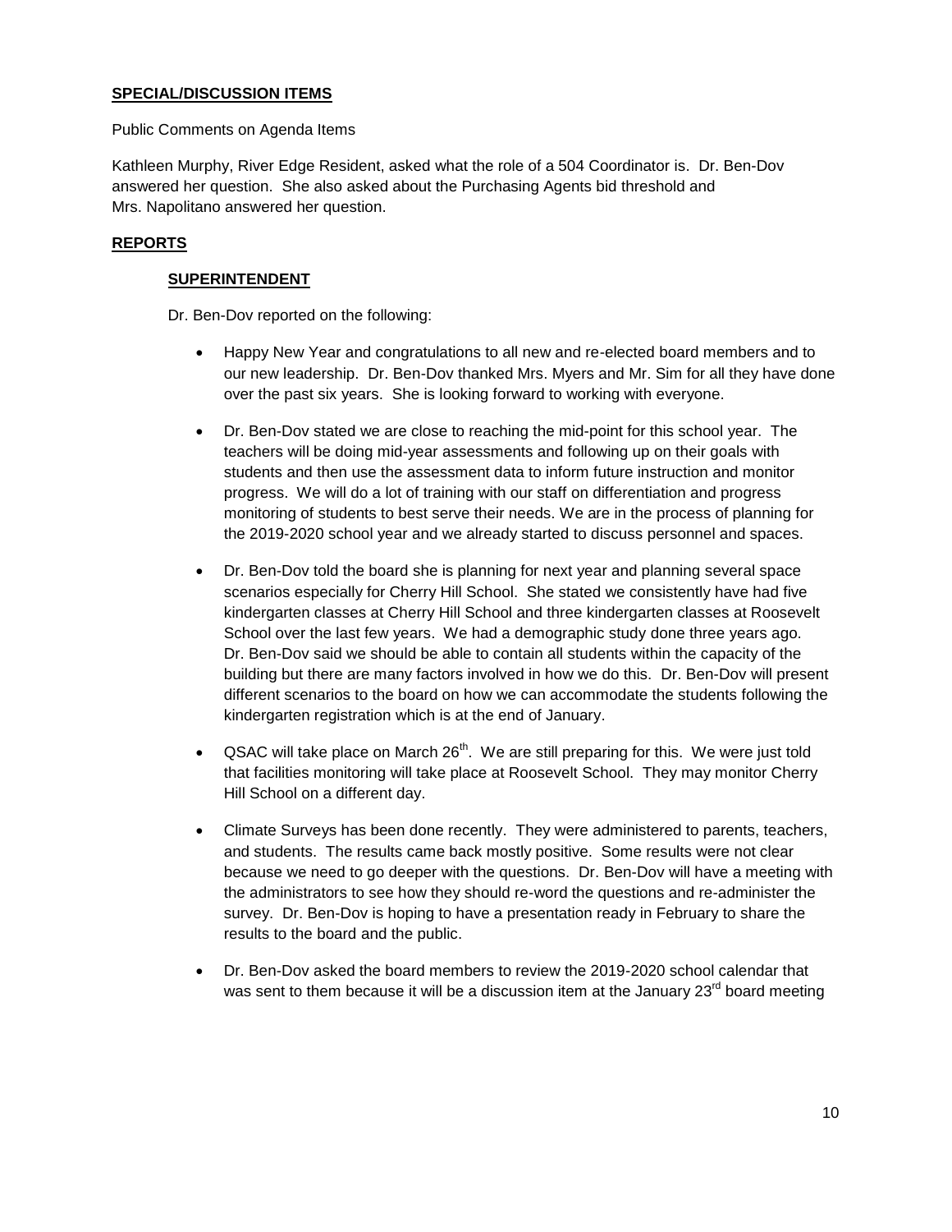**SPECIAL/DISCUSSION ITEMS**

Public Comments on Agenda Items

Kathleen Murphy, River Edge Resident, asked what the role of a 504 Coordinator is. Dr. Ben-Dov answered her question. She also asked about the Purchasing Agents bid threshold and Mrs. Napolitano answered her question.

**REPORTS**

**SUPERINTENDENT**

Dr. Ben-Dov reported on the following:

- Happy New Year and congratulations to all new and re-elected board members and to our new leadership. Dr. Ben-Dov thanked Mrs. Myers and Mr. Sim for all they have done over the past six years. She is looking forward to working with everyone.
- Dr. Ben-Dov stated we are close to reaching the mid-point for this school year. The teachers will be doing mid-year assessments and following up on their goals with students and then use the assessment data to inform future instruction and monitor progress. We will do a lot of training with our staff on differentiation and progress monitoring of students to best serve their needs. We are in the process of planning for the 2019-2020 school year and we already started to discuss personnel and spaces.
- Dr. Ben-Dov told the board she is planning for next year and planning several space scenarios especially for Cherry Hill School. She stated we consistently have had five kindergarten classes at Cherry Hill School and three kindergarten classes at Roosevelt School over the last few years. We had a demographic study done three years ago. Dr. Ben-Dov said we should be able to contain all students within the capacity of the building but there are many factors involved in how we do this. Dr. Ben-Dov will present different scenarios to the board on how we can accommodate the students following the kindergarten registration which is at the end of January.
- QSAC will take place on March 26th. We are still preparing for this. We were just told that facilities monitoring will take place at Roosevelt School. They may monitor Cherry Hill School on a different day.
- Climate Surveys has been done recently. They were administered to parents, teachers, and students. The results came back mostly positive. Some results were not clear because we need to go deeper with the questions. Dr. Ben-Dov will have a meeting with the administrators to see how they should re-word the questions and re-administer the survey. Dr. Ben-Dov is hoping to have a presentation ready in February to share the results to the board and the public.
- Dr. Ben-Dov asked the board members to review the 2019-2020 school calendar that was sent to them because it will be a discussion item at the January 23rd board meeting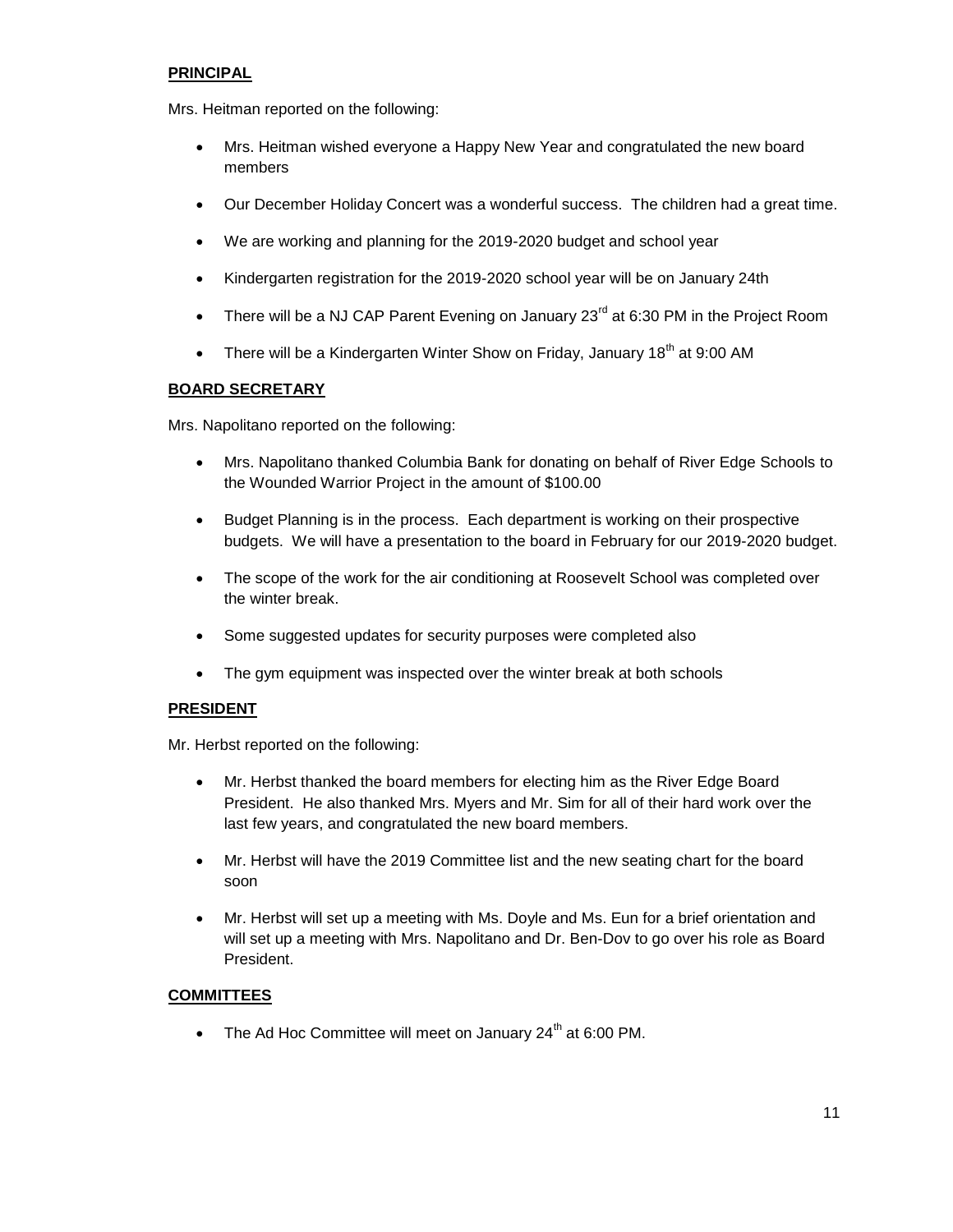**PRINCIPAL**

Mrs. Heitman reported on the following:

- Mrs. Heitman wished everyone a Happy New Year and congratulated the new board members
- Our December Holiday Concert was a wonderful success. The children had a great time.
- We are working and planning for the 2019-2020 budget and school year
- Kindergarten registration for the 2019-2020 school year will be on January 24th
- There will be a NJ CAP Parent Evening on January 23rd at 6:30 PM in the Project Room
- There will be a Kindergarten Winter Show on Friday, January 18th at 9:00 AM

**BOARD SECRETARY**

Mrs. Napolitano reported on the following:

- Mrs. Napolitano thanked Columbia Bank for donating on behalf of River Edge Schools to the Wounded Warrior Project in the amount of $100.00
- Budget Planning is in the process. Each department is working on their prospective budgets. We will have a presentation to the board in February for our 2019-2020 budget.
- The scope of the work for the air conditioning at Roosevelt School was completed over the winter break.
- Some suggested updates for security purposes were completed also
- The gym equipment was inspected over the winter break at both schools

**PRESIDENT**

Mr. Herbst reported on the following:

- Mr. Herbst thanked the board members for electing him as the River Edge Board President. He also thanked Mrs. Myers and Mr. Sim for all of their hard work over the last few years, and congratulated the new board members.
- Mr. Herbst will have the 2019 Committee list and the new seating chart for the board soon
- Mr. Herbst will set up a meeting with Ms. Doyle and Ms. Eun for a brief orientation and will set up a meeting with Mrs. Napolitano and Dr. Ben-Dov to go over his role as Board President.

**COMMITTEES**

- The Ad Hoc Committee will meet on January 24th at 6:00 PM.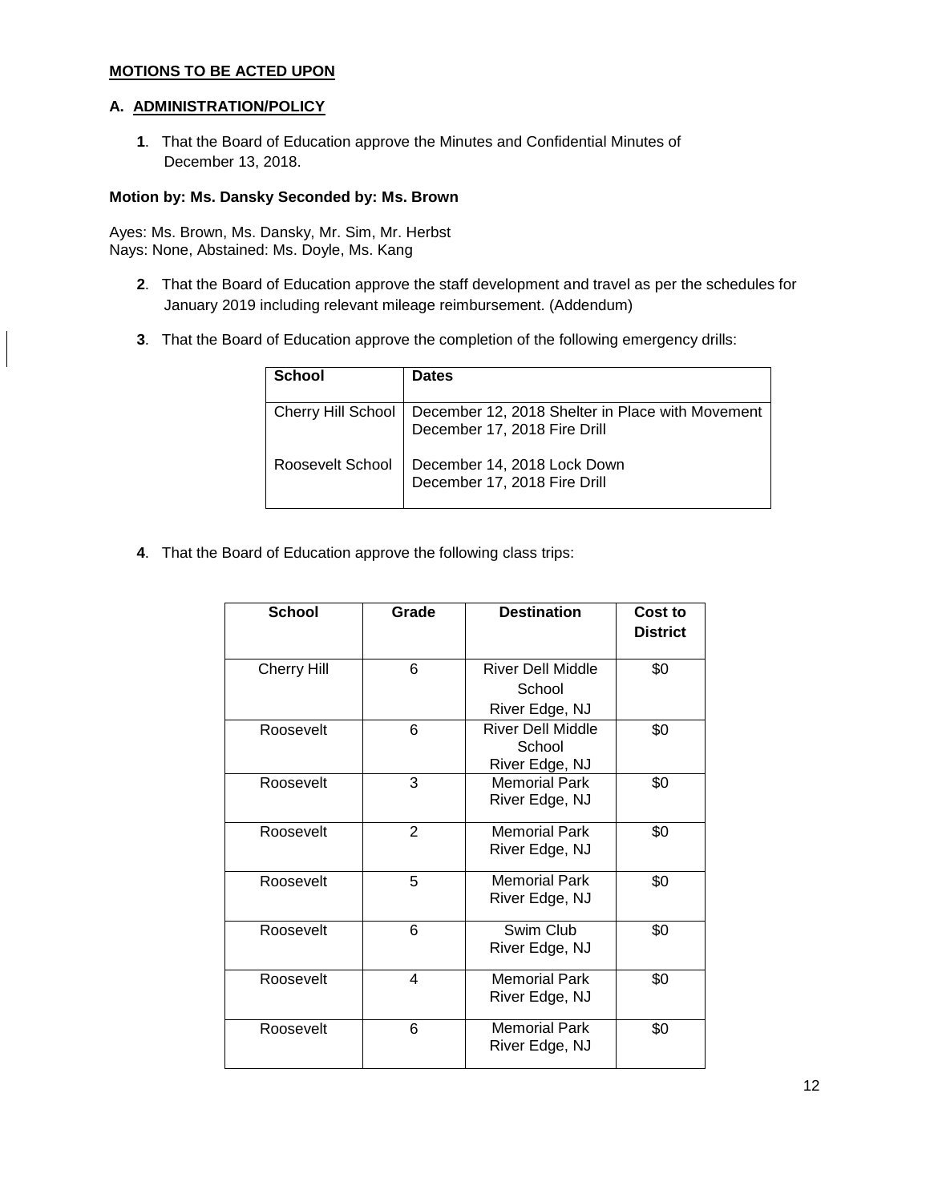**MOTIONS TO BE ACTED UPON**

**A. ADMINISTRATION/POLICY**

**1**. That the Board of Education approve the Minutes and Confidential Minutes of December 13, 2018.

**Motion by: Ms. Dansky Seconded by: Ms. Brown**

Ayes: Ms. Brown, Ms. Dansky, Mr. Sim, Mr. Herbst
Nays: None, Abstained: Ms. Doyle, Ms. Kang

**2**. That the Board of Education approve the staff development and travel as per the schedules for January 2019 including relevant mileage reimbursement. (Addendum)

**3**. That the Board of Education approve the completion of the following emergency drills:

| School | Dates |
|---|---|
| Cherry Hill School | December 12, 2018 Shelter in Place with Movement<br>December 17, 2018 Fire Drill |
| Roosevelt School | December 14, 2018 Lock Down<br>December 17, 2018 Fire Drill |

**4**. That the Board of Education approve the following class trips:

| School | Grade | Destination | Cost to District |
|---|---|---|---|
| Cherry Hill | 6 | River Dell Middle School River Edge, NJ | $0 |
| Roosevelt | 6 | River Dell Middle School River Edge, NJ | $0 |
| Roosevelt | 3 | Memorial Park River Edge, NJ | $0 |
| Roosevelt | 2 | Memorial Park River Edge, NJ | $0 |
| Roosevelt | 5 | Memorial Park River Edge, NJ | $0 |
| Roosevelt | 6 | Swim Club River Edge, NJ | $0 |
| Roosevelt | 4 | Memorial Park River Edge, NJ | $0 |
| Roosevelt | 6 | Memorial Park River Edge, NJ | $0 |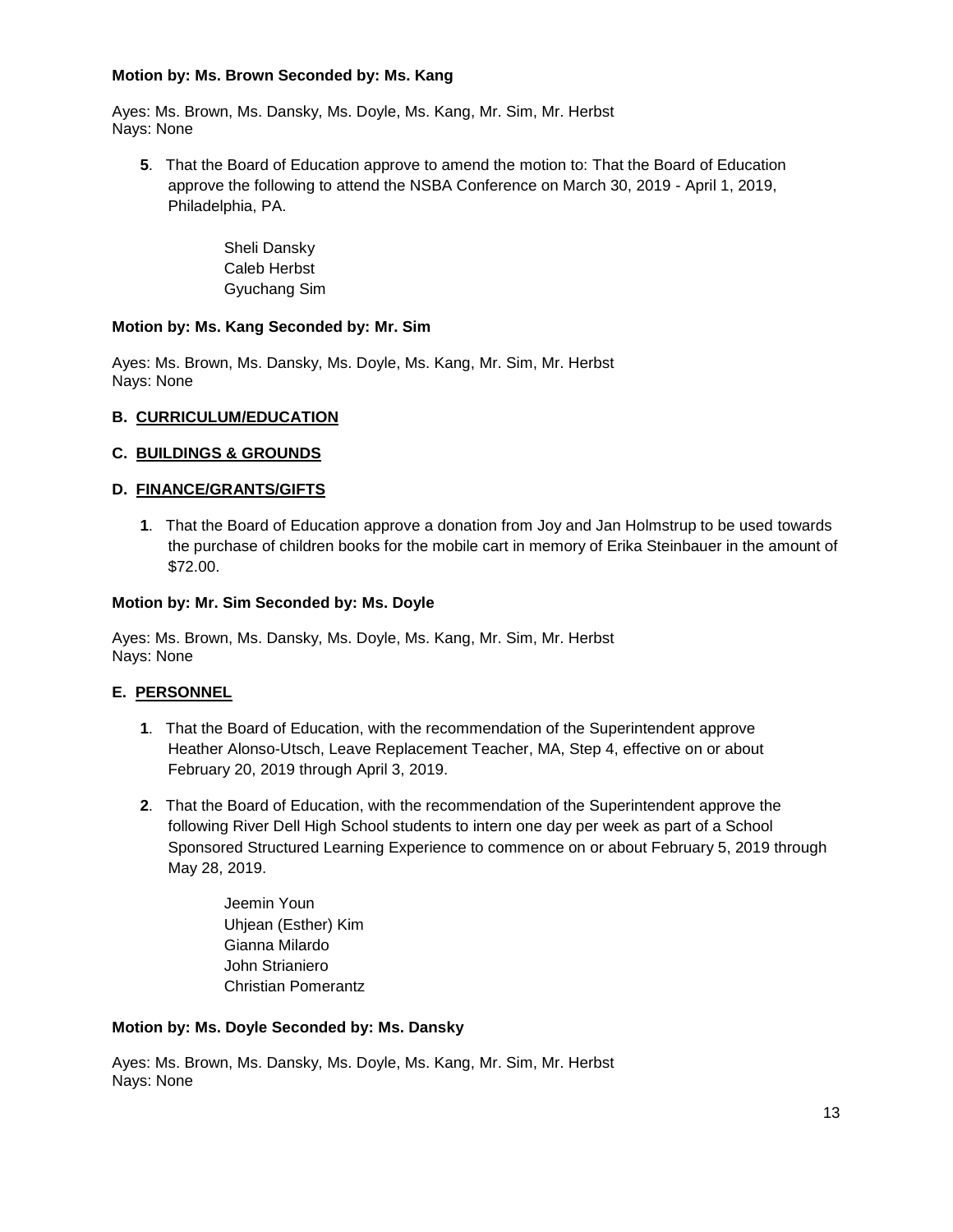**Motion by: Ms. Brown Seconded by: Ms. Kang**

Ayes: Ms. Brown, Ms. Dansky, Ms. Doyle, Ms. Kang, Mr. Sim, Mr. Herbst
Nays: None

**5**. That the Board of Education approve to amend the motion to: That the Board of Education approve the following to attend the NSBA Conference on March 30, 2019 - April 1, 2019, Philadelphia, PA.

Sheli Dansky
Caleb Herbst
Gyuchang Sim

**Motion by: Ms. Kang Seconded by: Mr. Sim**

Ayes: Ms. Brown, Ms. Dansky, Ms. Doyle, Ms. Kang, Mr. Sim, Mr. Herbst
Nays: None

**B. CURRICULUM/EDUCATION**

**C. BUILDINGS & GROUNDS**

**D. FINANCE/GRANTS/GIFTS**

**1**. That the Board of Education approve a donation from Joy and Jan Holmstrup to be used towards the purchase of children books for the mobile cart in memory of Erika Steinbauer in the amount of $72.00.

**Motion by: Mr. Sim Seconded by: Ms. Doyle**

Ayes: Ms. Brown, Ms. Dansky, Ms. Doyle, Ms. Kang, Mr. Sim, Mr. Herbst
Nays: None

**E. PERSONNEL**

**1**. That the Board of Education, with the recommendation of the Superintendent approve Heather Alonso-Utsch, Leave Replacement Teacher, MA, Step 4, effective on or about February 20, 2019 through April 3, 2019.

**2**. That the Board of Education, with the recommendation of the Superintendent approve the following River Dell High School students to intern one day per week as part of a School Sponsored Structured Learning Experience to commence on or about February 5, 2019 through May 28, 2019.

Jeemin Youn
Uhjean (Esther) Kim
Gianna Milardo
John Strianiero
Christian Pomerantz

**Motion by: Ms. Doyle Seconded by: Ms. Dansky**

Ayes: Ms. Brown, Ms. Dansky, Ms. Doyle, Ms. Kang, Mr. Sim, Mr. Herbst
Nays: None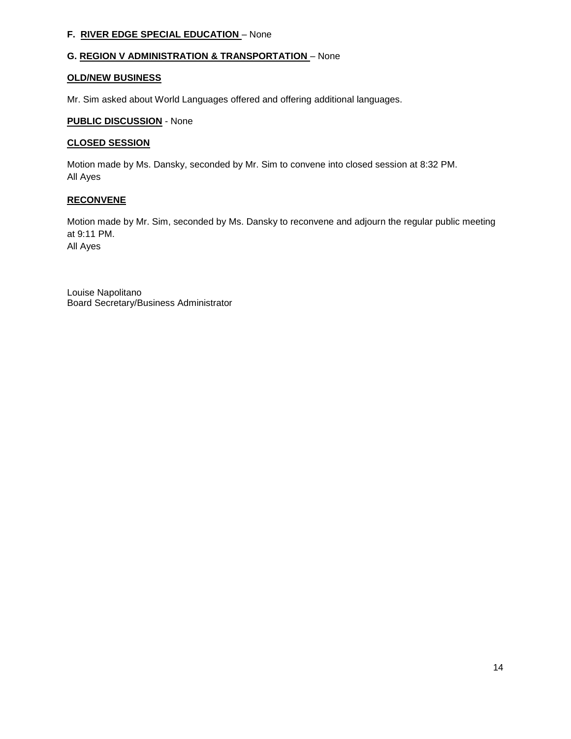**F. RIVER EDGE SPECIAL EDUCATION** – None

**G. REGION V ADMINISTRATION & TRANSPORTATION** – None

**OLD/NEW BUSINESS**

Mr. Sim asked about World Languages offered and offering additional languages.

**PUBLIC DISCUSSION** - None

**CLOSED SESSION**

Motion made by Ms. Dansky, seconded by Mr. Sim to convene into closed session at 8:32 PM.
All Ayes

**RECONVENE**

Motion made by Mr. Sim, seconded by Ms. Dansky to reconvene and adjourn the regular public meeting at 9:11 PM.
All Ayes

Louise Napolitano
Board Secretary/Business Administrator